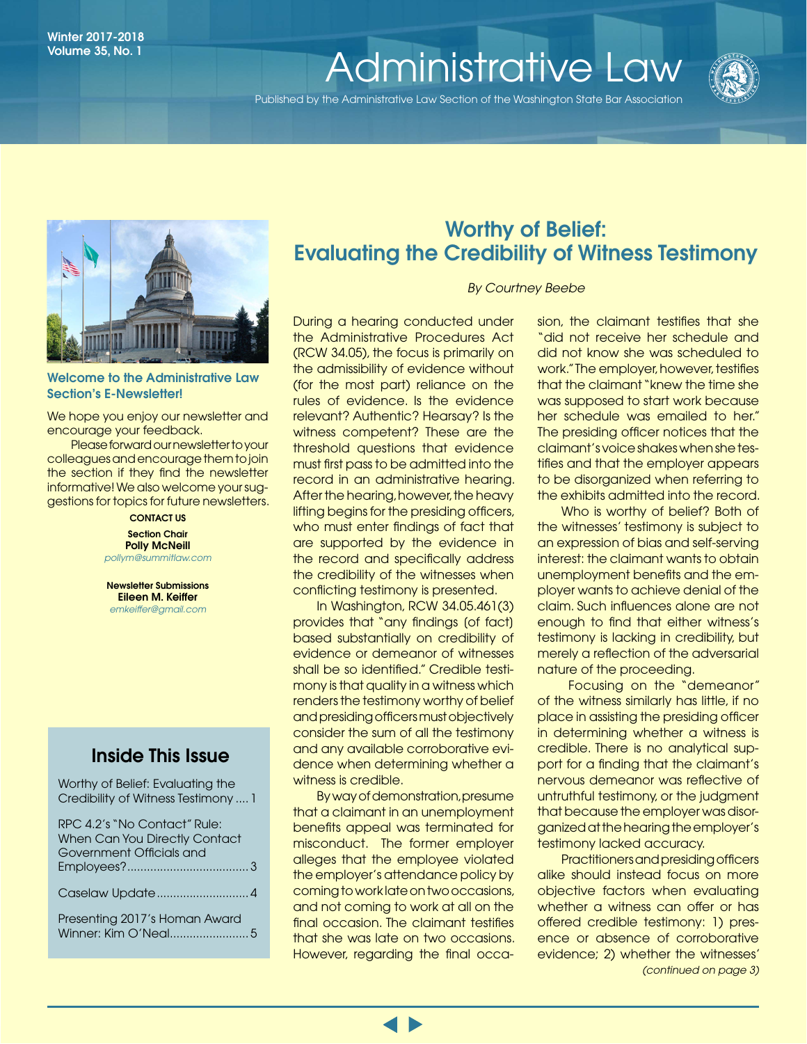Winter 2017-2018
Volume 35, No. 1

# Administrative Law

Published by the Administrative Law Section of the Washington State Bar Association

### Welcome to the Administrative Law Section's E-Newsletter!

We hope you enjoy our newsletter and encourage your feedback.

Please forward our newsletter to your colleagues and encourage them to join the section if they find the newsletter informative! We also welcome your suggestions for topics for future newsletters.

**CONTACT US**

**Section Chair**
**Polly McNeill**
*pollym@summitlaw.com*

**Newsletter Submissions**
**Eileen M. Keiffer**
*emkeiffer@gmail.com*

## Inside This Issue

- Worthy of Belief: Evaluating the Credibility of Witness Testimony .... 1
- RPC 4.2's "No Contact" Rule: When Can You Directly Contact Government Officials and Employees? .... 3
- Caselaw Update .... 4
- Presenting 2017's Homan Award Winner: Kim O'Neal .... 5

## Worthy of Belief: Evaluating the Credibility of Witness Testimony

*By Courtney Beebe*

During a hearing conducted under the Administrative Procedures Act (RCW 34.05), the focus is primarily on the admissibility of evidence without (for the most part) reliance on the rules of evidence. Is the evidence relevant? Authentic? Hearsay? Is the witness competent? These are the threshold questions that evidence must first pass to be admitted into the record in an administrative hearing. After the hearing, however, the heavy lifting begins for the presiding officers, who must enter findings of fact that are supported by the evidence in the record and specifically address the credibility of the witnesses when conflicting testimony is presented.

In Washington, RCW 34.05.461(3) provides that "any findings (of fact) based substantially on credibility of evidence or demeanor of witnesses shall be so identified." Credible testimony is that quality in a witness which renders the testimony worthy of belief and presiding officers must objectively consider the sum of all the testimony and any available corroborative evidence when determining whether a witness is credible.

By way of demonstration, presume that a claimant in an unemployment benefits appeal was terminated for misconduct. The former employer alleges that the employee violated the employer's attendance policy by coming to work late on two occasions, and not coming to work at all on the final occasion. The claimant testifies that she was late on two occasions. However, regarding the final occasion, the claimant testifies that she "did not receive her schedule and did not know she was scheduled to work." The employer, however, testifies that the claimant "knew the time she was supposed to start work because her schedule was emailed to her." The presiding officer notices that the claimant's voice shakes when she testifies and that the employer appears to be disorganized when referring to the exhibits admitted into the record.

Who is worthy of belief? Both of the witnesses' testimony is subject to an expression of bias and self-serving interest: the claimant wants to obtain unemployment benefits and the employer wants to achieve denial of the claim. Such influences alone are not enough to find that either witness's testimony is lacking in credibility, but merely a reflection of the adversarial nature of the proceeding.

Focusing on the "demeanor" of the witness similarly has little, if no place in assisting the presiding officer in determining whether a witness is credible. There is no analytical support for a finding that the claimant's nervous demeanor was reflective of untruthful testimony, or the judgment that because the employer was disorganized at the hearing the employer's testimony lacked accuracy.

Practitioners and presiding officers alike should instead focus on more objective factors when evaluating whether a witness can offer or has offered credible testimony: 1) presence or absence of corroborative evidence; 2) whether the witnesses'

*(continued on page 3)*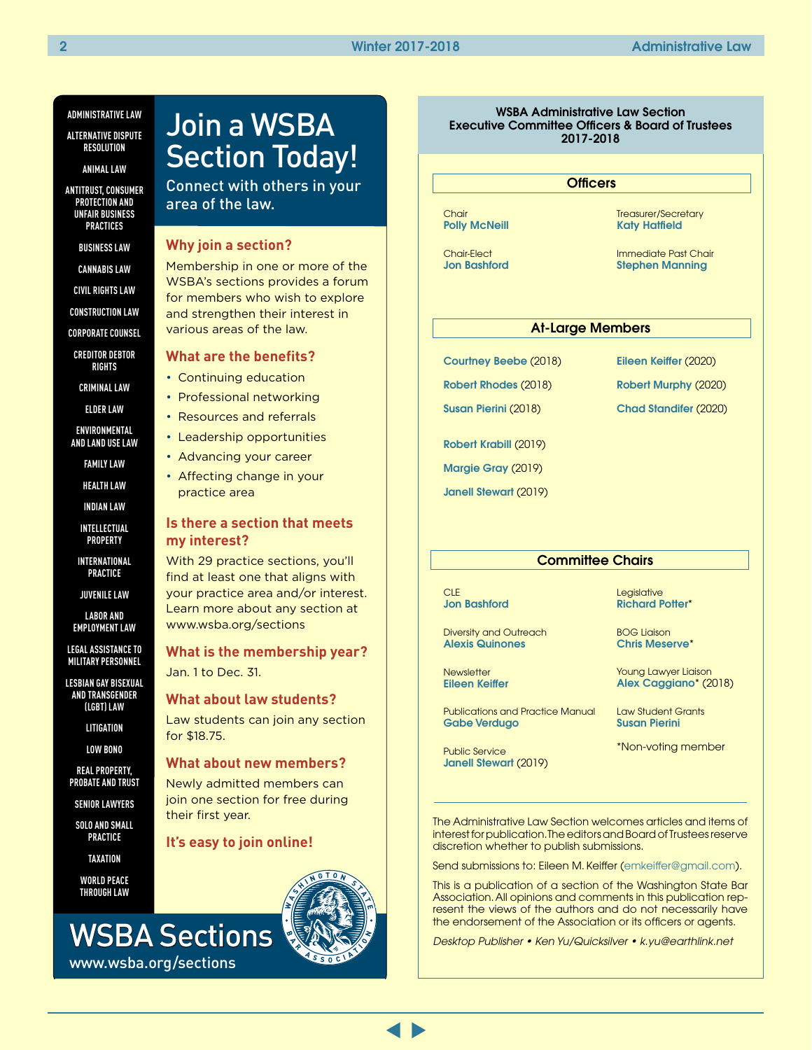# Join a WSBA Section Today!

Connect with others in your area of the law.

ADMINISTRATIVE LAW

ALTERNATIVE DISPUTE RESOLUTION

ANIMAL LAW

ANTITRUST, CONSUMER PROTECTION AND UNFAIR BUSINESS PRACTICES

BUSINESS LAW

CANNABIS LAW

CIVIL RIGHTS LAW

CONSTRUCTION LAW

CORPORATE COUNSEL

CREDITOR DEBTOR RIGHTS

CRIMINAL LAW

ELDER LAW

ENVIRONMENTAL AND LAND USE LAW

FAMILY LAW

HEALTH LAW

INDIAN LAW

INTELLECTUAL PROPERTY

INTERNATIONAL PRACTICE

JUVENILE LAW

LABOR AND EMPLOYMENT LAW

LEGAL ASSISTANCE TO MILITARY PERSONNEL

LESBIAN GAY BISEXUAL AND TRANSGENDER (LGBT) LAW

LITIGATION

LOW BONO

REAL PROPERTY, PROBATE AND TRUST

SENIOR LAWYERS

SOLO AND SMALL PRACTICE

TAXATION

WORLD PEACE THROUGH LAW

### Why join a section?

Membership in one or more of the WSBA's sections provides a forum for members who wish to explore and strengthen their interest in various areas of the law.

### What are the benefits?

- Continuing education
- Professional networking
- Resources and referrals
- Leadership opportunities
- Advancing your career
- Affecting change in your practice area

### Is there a section that meets my interest?

With 29 practice sections, you'll find at least one that aligns with your practice area and/or interest. Learn more about any section at www.wsba.org/sections

### What is the membership year?

Jan. 1 to Dec. 31.

### What about law students?

Law students can join any section for $18.75.

### What about new members?

Newly admitted members can join one section for free during their first year.

### It's easy to join online!

## WSBA Sections

www.wsba.org/sections

## WSBA Administrative Law Section Executive Committee Officers & Board of Trustees 2017-2018

### Officers

Chair
**Polly McNeill**

Chair-Elect
**Jon Bashford**

Treasurer/Secretary
**Katy Hatfield**

Immediate Past Chair
**Stephen Manning**

### At-Large Members

**Courtney Beebe** (2018)

**Robert Rhodes** (2018)

**Susan Pierini** (2018)

**Robert Krabill** (2019)

**Margie Gray** (2019)

**Janell Stewart** (2019)

**Eileen Keiffer** (2020)

**Robert Murphy** (2020)

**Chad Standifer** (2020)

### Committee Chairs

CLE
**Jon Bashford**

Diversity and Outreach
**Alexis Quinones**

Newsletter
**Eileen Keiffer**

Publications and Practice Manual
**Gabe Verdugo**

Public Service
**Janell Stewart** (2019)

Legislative
**Richard Potter***

BOG Liaison
**Chris Meserve***

Young Lawyer Liaison
**Alex Caggiano*** (2018)

Law Student Grants
**Susan Pierini**

*Non-voting member

The Administrative Law Section welcomes articles and items of interest for publication. The editors and Board of Trustees reserve discretion whether to publish submissions.

Send submissions to: Eileen M. Keiffer (emkeiffer@gmail.com).

This is a publication of a section of the Washington State Bar Association. All opinions and comments in this publication represent the views of the authors and do not necessarily have the endorsement of the Association or its officers or agents.

*Desktop Publisher • Ken Yu/Quicksilver • k.yu@earthlink.net*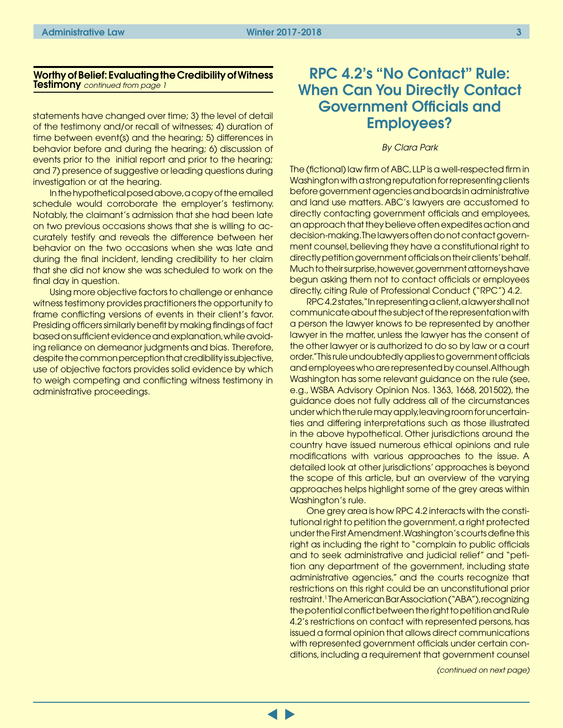**Worthy of Belief: Evaluating the Credibility of Witness Testimony** *continued from page 1*

statements have changed over time; 3) the level of detail of the testimony and/or recall of witnesses; 4) duration of time between event(s) and the hearing; 5) differences in behavior before and during the hearing; 6) discussion of events prior to the initial report and prior to the hearing; and 7) presence of suggestive or leading questions during investigation or at the hearing.

In the hypothetical posed above, a copy of the emailed schedule would corroborate the employer's testimony. Notably, the claimant's admission that she had been late on two previous occasions shows that she is willing to accurately testify and reveals the difference between her behavior on the two occasions when she was late and during the final incident, lending credibility to her claim that she did not know she was scheduled to work on the final day in question.

Using more objective factors to challenge or enhance witness testimony provides practitioners the opportunity to frame conflicting versions of events in their client's favor. Presiding officers similarly benefit by making findings of fact based on sufficient evidence and explanation, while avoiding reliance on demeanor judgments and bias. Therefore, despite the common perception that credibility is subjective, use of objective factors provides solid evidence by which to weigh competing and conflicting witness testimony in administrative proceedings.

# RPC 4.2's "No Contact" Rule: When Can You Directly Contact Government Officials and Employees?

*By Clara Park*

The (fictional) law firm of ABC, LLP is a well-respected firm in Washington with a strong reputation for representing clients before government agencies and boards in administrative and land use matters. ABC's lawyers are accustomed to directly contacting government officials and employees, an approach that they believe often expedites action and decision-making. The lawyers often do not contact government counsel, believing they have a constitutional right to directly petition government officials on their clients' behalf. Much to their surprise, however, government attorneys have begun asking them not to contact officials or employees directly, citing Rule of Professional Conduct ("RPC") 4.2.

RPC 4.2 states, "In representing a client, a lawyer shall not communicate about the subject of the representation with a person the lawyer knows to be represented by another lawyer in the matter, unless the lawyer has the consent of the other lawyer or is authorized to do so by law or a court order." This rule undoubtedly applies to government officials and employees who are represented by counsel. Although Washington has some relevant guidance on the rule (see, e.g., WSBA Advisory Opinion Nos. 1363, 1668, 201502), the guidance does not fully address all of the circumstances under which the rule may apply, leaving room for uncertainties and differing interpretations such as those illustrated in the above hypothetical. Other jurisdictions around the country have issued numerous ethical opinions and rule modifications with various approaches to the issue. A detailed look at other jurisdictions' approaches is beyond the scope of this article, but an overview of the varying approaches helps highlight some of the grey areas within Washington's rule.

One grey area is how RPC 4.2 interacts with the constitutional right to petition the government, a right protected under the First Amendment. Washington's courts define this right as including the right to "complain to public officials and to seek administrative and judicial relief" and "petition any department of the government, including state administrative agencies," and the courts recognize that restrictions on this right could be an unconstitutional prior restraint.[1] The American Bar Association ("ABA"), recognizing the potential conflict between the right to petition and Rule 4.2's restrictions on contact with represented persons, has issued a formal opinion that allows direct communications with represented government officials under certain conditions, including a requirement that government counsel

*(continued on next page)*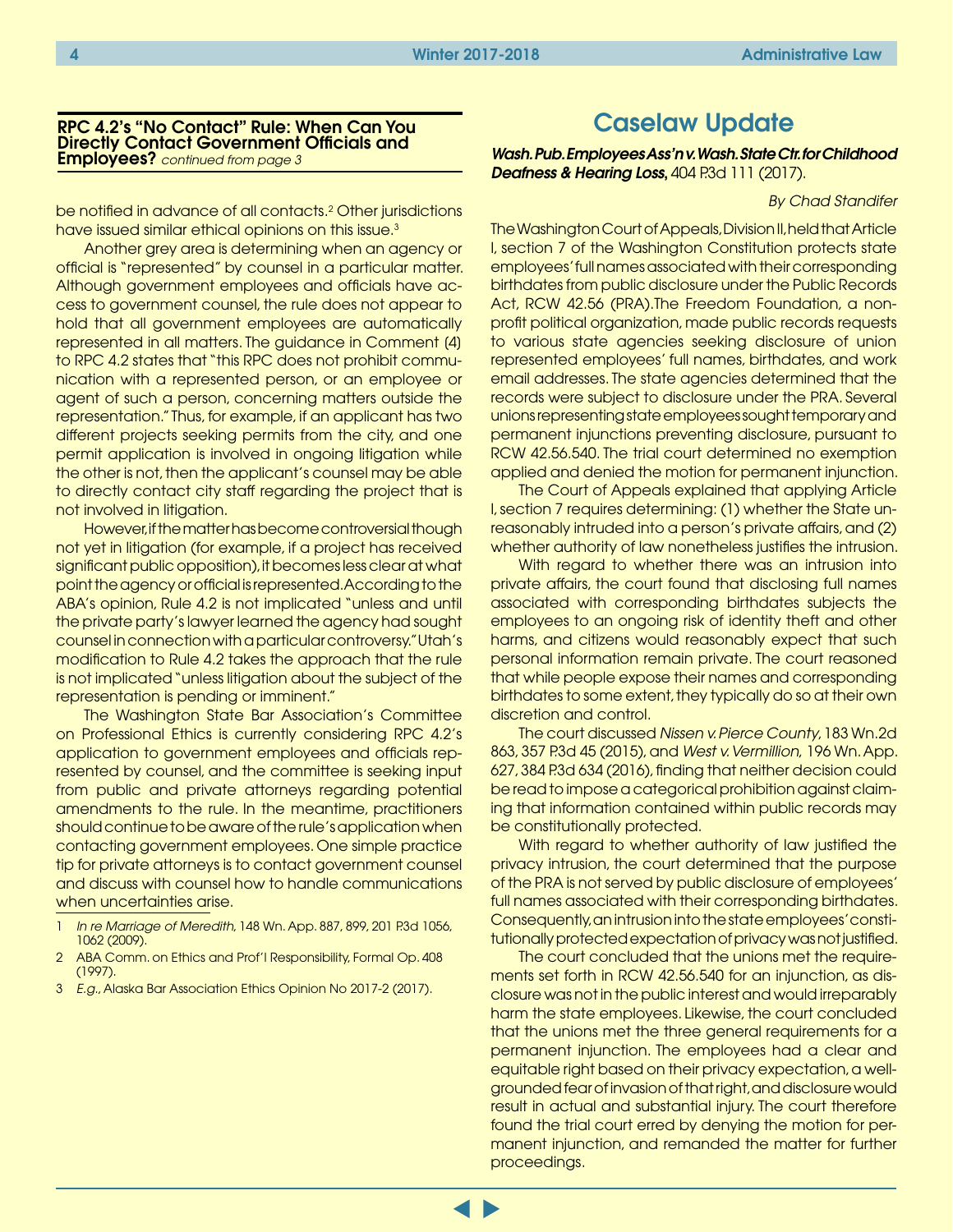**RPC 4.2's "No Contact" Rule: When Can You Directly Contact Government Officials and Employees?** *continued from page 3*

be notified in advance of all contacts.[2] Other jurisdictions have issued similar ethical opinions on this issue.[3]

Another grey area is determining when an agency or official is "represented" by counsel in a particular matter. Although government employees and officials have access to government counsel, the rule does not appear to hold that all government employees are automatically represented in all matters. The guidance in Comment (4) to RPC 4.2 states that "this RPC does not prohibit communication with a represented person, or an employee or agent of such a person, concerning matters outside the representation." Thus, for example, if an applicant has two different projects seeking permits from the city, and one permit application is involved in ongoing litigation while the other is not, then the applicant's counsel may be able to directly contact city staff regarding the project that is not involved in litigation.

However, if the matter has become controversial though not yet in litigation (for example, if a project has received significant public opposition), it becomes less clear at what point the agency or official is represented. According to the ABA's opinion, Rule 4.2 is not implicated "unless and until the private party's lawyer learned the agency had sought counsel in connection with a particular controversy." Utah's modification to Rule 4.2 takes the approach that the rule is not implicated "unless litigation about the subject of the representation is pending or imminent."

The Washington State Bar Association's Committee on Professional Ethics is currently considering RPC 4.2's application to government employees and officials represented by counsel, and the committee is seeking input from public and private attorneys regarding potential amendments to the rule. In the meantime, practitioners should continue to be aware of the rule's application when contacting government employees. One simple practice tip for private attorneys is to contact government counsel and discuss with counsel how to handle communications when uncertainties arise.

1 *In re Marriage of Meredith*, 148 Wn. App. 887, 899, 201 P.3d 1056, 1062 (2009).

2 ABA Comm. on Ethics and Prof'l Responsibility, Formal Op. 408 (1997).

3 *E.g.*, Alaska Bar Association Ethics Opinion No 2017-2 (2017).

## Caselaw Update

***Wash. Pub. Employees Ass'n v. Wash. State Ctr. for Childhood Deafness & Hearing Loss*, 404 P.3d 111 (2017).**

*By Chad Standifer*

The Washington Court of Appeals, Division II, held that Article I, section 7 of the Washington Constitution protects state employees' full names associated with their corresponding birthdates from public disclosure under the Public Records Act, RCW 42.56 (PRA).The Freedom Foundation, a non-profit political organization, made public records requests to various state agencies seeking disclosure of union represented employees' full names, birthdates, and work email addresses. The state agencies determined that the records were subject to disclosure under the PRA. Several unions representing state employees sought temporary and permanent injunctions preventing disclosure, pursuant to RCW 42.56.540. The trial court determined no exemption applied and denied the motion for permanent injunction.

The Court of Appeals explained that applying Article I, section 7 requires determining: (1) whether the State unreasonably intruded into a person's private affairs, and (2) whether authority of law nonetheless justifies the intrusion.

With regard to whether there was an intrusion into private affairs, the court found that disclosing full names associated with corresponding birthdates subjects the employees to an ongoing risk of identity theft and other harms, and citizens would reasonably expect that such personal information remain private. The court reasoned that while people expose their names and corresponding birthdates to some extent, they typically do so at their own discretion and control.

The court discussed *Nissen v. Pierce County*, 183 Wn.2d 863, 357 P.3d 45 (2015), and *West v. Vermillion*, 196 Wn. App. 627, 384 P.3d 634 (2016), finding that neither decision could be read to impose a categorical prohibition against claiming that information contained within public records may be constitutionally protected.

With regard to whether authority of law justified the privacy intrusion, the court determined that the purpose of the PRA is not served by public disclosure of employees' full names associated with their corresponding birthdates. Consequently, an intrusion into the state employees' constitutionally protected expectation of privacy was not justified.

The court concluded that the unions met the requirements set forth in RCW 42.56.540 for an injunction, as disclosure was not in the public interest and would irreparably harm the state employees. Likewise, the court concluded that the unions met the three general requirements for a permanent injunction. The employees had a clear and equitable right based on their privacy expectation, a well-grounded fear of invasion of that right, and disclosure would result in actual and substantial injury. The court therefore found the trial court erred by denying the motion for permanent injunction, and remanded the matter for further proceedings.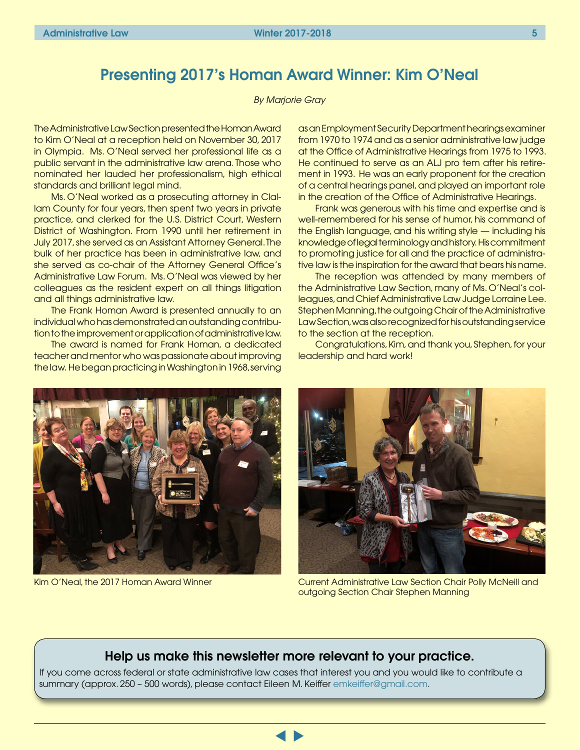# Presenting 2017's Homan Award Winner: Kim O'Neal

*By Marjorie Gray*

The Administrative Law Section presented the Homan Award to Kim O'Neal at a reception held on November 30, 2017 in Olympia. Ms. O'Neal served her professional life as a public servant in the administrative law arena. Those who nominated her lauded her professionalism, high ethical standards and brilliant legal mind.

Ms. O'Neal worked as a prosecuting attorney in Clallam County for four years, then spent two years in private practice, and clerked for the U.S. District Court, Western District of Washington. From 1990 until her retirement in July 2017, she served as an Assistant Attorney General. The bulk of her practice has been in administrative law, and she served as co-chair of the Attorney General Office's Administrative Law Forum. Ms. O'Neal was viewed by her colleagues as the resident expert on all things litigation and all things administrative law.

The Frank Homan Award is presented annually to an individual who has demonstrated an outstanding contribution to the improvement or application of administrative law.

The award is named for Frank Homan, a dedicated teacher and mentor who was passionate about improving the law. He began practicing in Washington in 1968, serving as an Employment Security Department hearings examiner from 1970 to 1974 and as a senior administrative law judge at the Office of Administrative Hearings from 1975 to 1993. He continued to serve as an ALJ pro tem after his retirement in 1993. He was an early proponent for the creation of a central hearings panel, and played an important role in the creation of the Office of Administrative Hearings.

Frank was generous with his time and expertise and is well-remembered for his sense of humor, his command of the English language, and his writing style — including his knowledge of legal terminology and history. His commitment to promoting justice for all and the practice of administrative law is the inspiration for the award that bears his name.

The reception was attended by many members of the Administrative Law Section, many of Ms. O'Neal's colleagues, and Chief Administrative Law Judge Lorraine Lee. Stephen Manning, the outgoing Chair of the Administrative Law Section, was also recognized for his outstanding service to the section at the reception.

Congratulations, Kim, and thank you, Stephen, for your leadership and hard work!

Kim O'Neal, the 2017 Homan Award Winner

Current Administrative Law Section Chair Polly McNeill and outgoing Section Chair Stephen Manning

## Help us make this newsletter more relevant to your practice.

If you come across federal or state administrative law cases that interest you and you would like to contribute a summary (approx. 250 – 500 words), please contact Eileen M. Keiffer emkeiffer@gmail.com.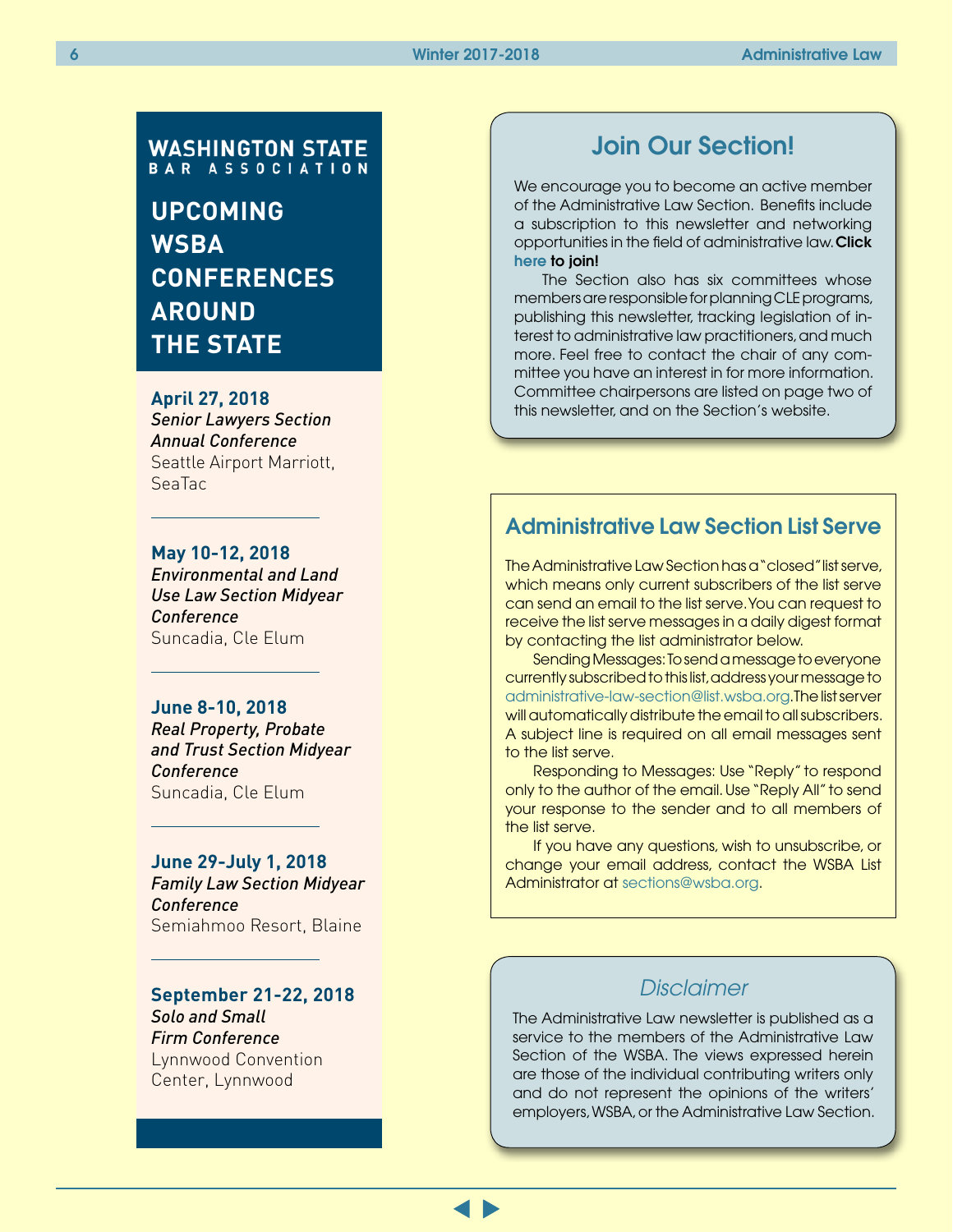**WASHINGTON STATE BAR ASSOCIATION**

## UPCOMING WSBA CONFERENCES AROUND THE STATE

**April 27, 2018**
*Senior Lawyers Section Annual Conference*
Seattle Airport Marriott, SeaTac

**May 10-12, 2018**
*Environmental and Land Use Law Section Midyear Conference*
Suncadia, Cle Elum

**June 8-10, 2018**
*Real Property, Probate and Trust Section Midyear Conference*
Suncadia, Cle Elum

**June 29-July 1, 2018**
*Family Law Section Midyear Conference*
Semiahmoo Resort, Blaine

**September 21-22, 2018**
*Solo and Small Firm Conference*
Lynnwood Convention Center, Lynnwood

## Join Our Section!

We encourage you to become an active member of the Administrative Law Section. Benefits include a subscription to this newsletter and networking opportunities in the field of administrative law. **Click here to join!**

The Section also has six committees whose members are responsible for planning CLE programs, publishing this newsletter, tracking legislation of interest to administrative law practitioners, and much more. Feel free to contact the chair of any committee you have an interest in for more information. Committee chairpersons are listed on page two of this newsletter, and on the Section's website.

## Administrative Law Section List Serve

The Administrative Law Section has a "closed" list serve, which means only current subscribers of the list serve can send an email to the list serve. You can request to receive the list serve messages in a daily digest format by contacting the list administrator below.

Sending Messages: To send a message to everyone currently subscribed to this list, address your message to administrative-law-section@list.wsba.org. The list server will automatically distribute the email to all subscribers. A subject line is required on all email messages sent to the list serve.

Responding to Messages: Use "Reply" to respond only to the author of the email. Use "Reply All" to send your response to the sender and to all members of the list serve.

If you have any questions, wish to unsubscribe, or change your email address, contact the WSBA List Administrator at sections@wsba.org.

## *Disclaimer*

The Administrative Law newsletter is published as a service to the members of the Administrative Law Section of the WSBA. The views expressed herein are those of the individual contributing writers only and do not represent the opinions of the writers' employers, WSBA, or the Administrative Law Section.